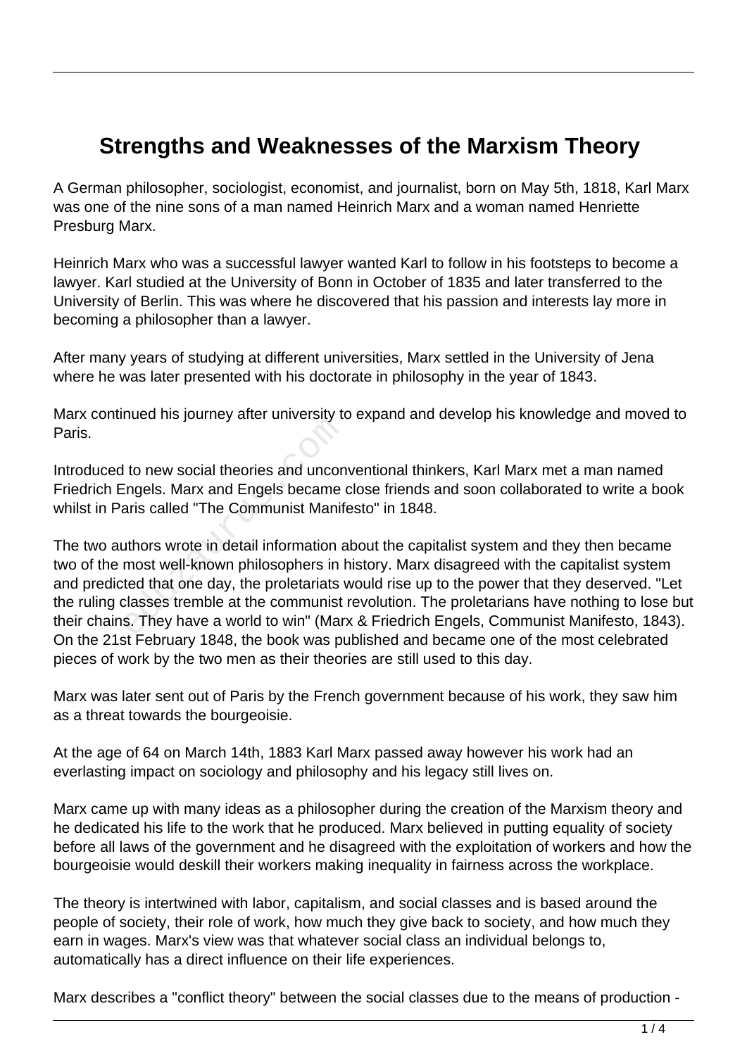# Strengths and Weaknesses of the Marxism Theory

A German philosopher, sociologist, economist, and journalist, born on May 5th, 1818, Karl Marx was one of the nine sons of a man named Heinrich Marx and a woman named Henriette Presburg Marx.

Heinrich Marx who was a successful lawyer wanted Karl to follow in his footsteps to become a lawyer. Karl studied at the University of Bonn in October of 1835 and later transferred to the University of Berlin. This was where he discovered that his passion and interests lay more in becoming a philosopher than a lawyer.

After many years of studying at different universities, Marx settled in the University of Jena where he was later presented with his doctorate in philosophy in the year of 1843.

Marx continued his journey after university to expand and develop his knowledge and moved to Paris.

Introduced to new social theories and unconventional thinkers, Karl Marx met a man named Friedrich Engels. Marx and Engels became close friends and soon collaborated to write a book whilst in Paris called "The Communist Manifesto" in 1848.

The two authors wrote in detail information about the capitalist system and they then became two of the most well-known philosophers in history. Marx disagreed with the capitalist system and predicted that one day, the proletariats would rise up to the power that they deserved. "Let the ruling classes tremble at the communist revolution. The proletarians have nothing to lose but their chains. They have a world to win" (Marx & Friedrich Engels, Communist Manifesto, 1843). On the 21st February 1848, the book was published and became one of the most celebrated pieces of work by the two men as their theories are still used to this day.

Marx was later sent out of Paris by the French government because of his work, they saw him as a threat towards the bourgeoisie.

At the age of 64 on March 14th, 1883 Karl Marx passed away however his work had an everlasting impact on sociology and philosophy and his legacy still lives on.

Marx came up with many ideas as a philosopher during the creation of the Marxism theory and he dedicated his life to the work that he produced. Marx believed in putting equality of society before all laws of the government and he disagreed with the exploitation of workers and how the bourgeoisie would deskill their workers making inequality in fairness across the workplace.

The theory is intertwined with labor, capitalism, and social classes and is based around the people of society, their role of work, how much they give back to society, and how much they earn in wages. Marx's view was that whatever social class an individual belongs to, automatically has a direct influence on their life experiences.

Marx describes a "conflict theory" between the social classes due to the means of production -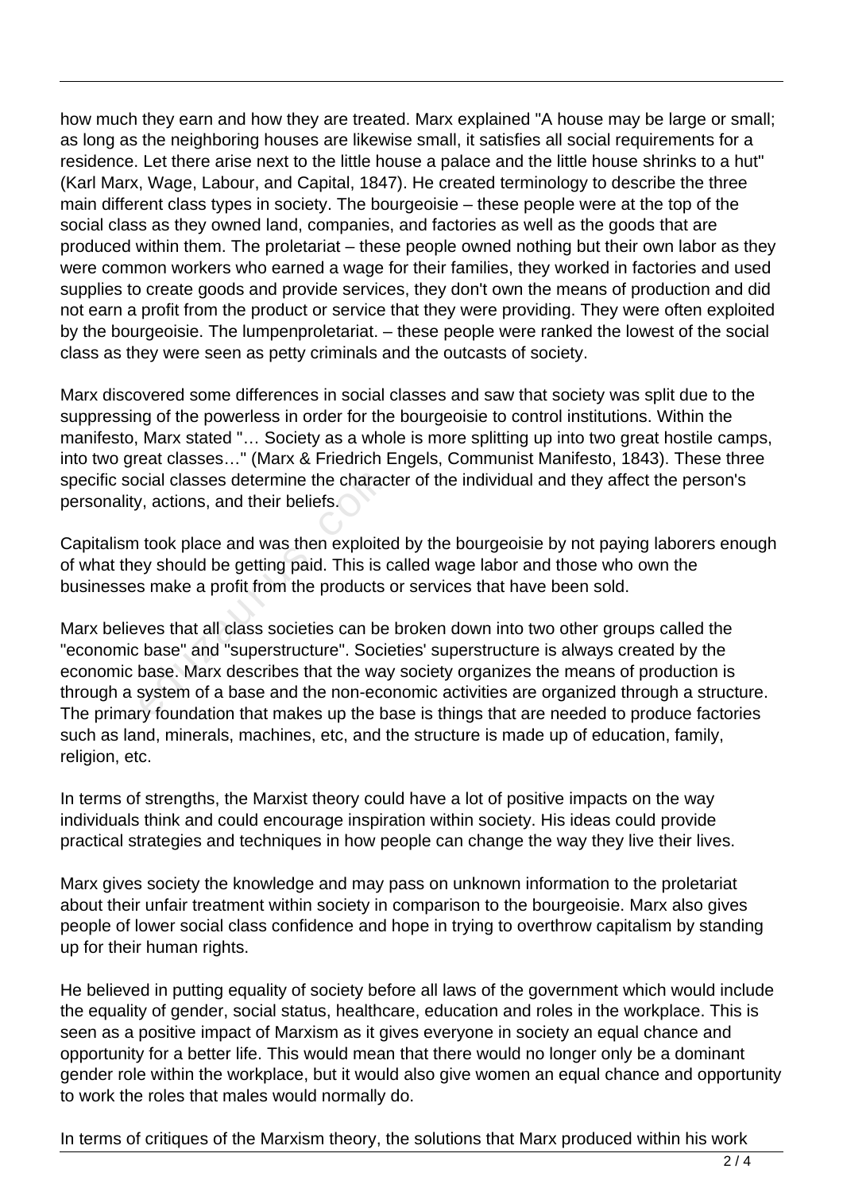how much they earn and how they are treated. Marx explained "A house may be large or small; as long as the neighboring houses are likewise small, it satisfies all social requirements for a residence. Let there arise next to the little house a palace and the little house shrinks to a hut" (Karl Marx, Wage, Labour, and Capital, 1847). He created terminology to describe the three main different class types in society. The bourgeoisie – these people were at the top of the social class as they owned land, companies, and factories as well as the goods that are produced within them. The proletariat – these people owned nothing but their own labor as they were common workers who earned a wage for their families, they worked in factories and used supplies to create goods and provide services, they don't own the means of production and did not earn a profit from the product or service that they were providing. They were often exploited by the bourgeoisie. The lumpenproletariat. – these people were ranked the lowest of the social class as they were seen as petty criminals and the outcasts of society.

Marx discovered some differences in social classes and saw that society was split due to the suppressing of the powerless in order for the bourgeoisie to control institutions. Within the manifesto, Marx stated "… Society as a whole is more splitting up into two great hostile camps, into two great classes…" (Marx & Friedrich Engels, Communist Manifesto, 1843). These three specific social classes determine the character of the individual and they affect the person's personality, actions, and their beliefs.

Capitalism took place and was then exploited by the bourgeoisie by not paying laborers enough of what they should be getting paid. This is called wage labor and those who own the businesses make a profit from the products or services that have been sold.

Marx believes that all class societies can be broken down into two other groups called the "economic base" and "superstructure". Societies' superstructure is always created by the economic base. Marx describes that the way society organizes the means of production is through a system of a base and the non-economic activities are organized through a structure. The primary foundation that makes up the base is things that are needed to produce factories such as land, minerals, machines, etc, and the structure is made up of education, family, religion, etc.

In terms of strengths, the Marxist theory could have a lot of positive impacts on the way individuals think and could encourage inspiration within society. His ideas could provide practical strategies and techniques in how people can change the way they live their lives.

Marx gives society the knowledge and may pass on unknown information to the proletariat about their unfair treatment within society in comparison to the bourgeoisie. Marx also gives people of lower social class confidence and hope in trying to overthrow capitalism by standing up for their human rights.

He believed in putting equality of society before all laws of the government which would include the equality of gender, social status, healthcare, education and roles in the workplace. This is seen as a positive impact of Marxism as it gives everyone in society an equal chance and opportunity for a better life. This would mean that there would no longer only be a dominant gender role within the workplace, but it would also give women an equal chance and opportunity to work the roles that males would normally do.

In terms of critiques of the Marxism theory, the solutions that Marx produced within his work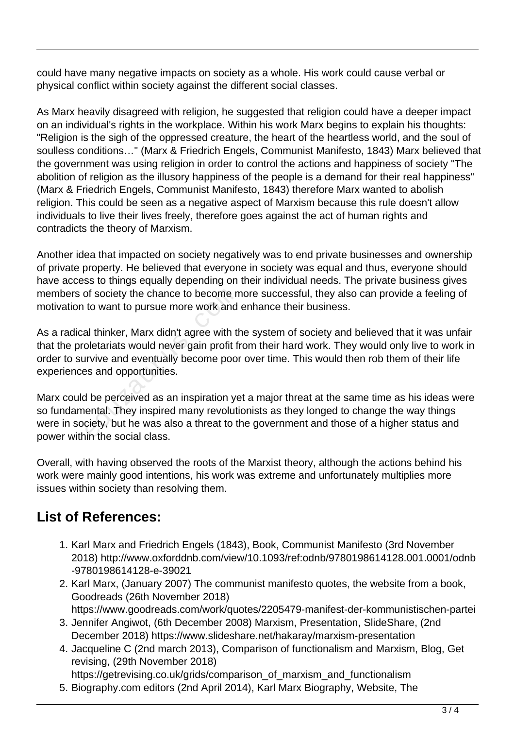could have many negative impacts on society as a whole. His work could cause verbal or physical conflict within society against the different social classes.

As Marx heavily disagreed with religion, he suggested that religion could have a deeper impact on an individual's rights in the workplace. Within his work Marx begins to explain his thoughts: "Religion is the sigh of the oppressed creature, the heart of the heartless world, and the soul of soulless conditions…" (Marx & Friedrich Engels, Communist Manifesto, 1843) Marx believed that the government was using religion in order to control the actions and happiness of society "The abolition of religion as the illusory happiness of the people is a demand for their real happiness" (Marx & Friedrich Engels, Communist Manifesto, 1843) therefore Marx wanted to abolish religion. This could be seen as a negative aspect of Marxism because this rule doesn't allow individuals to live their lives freely, therefore goes against the act of human rights and contradicts the theory of Marxism.

Another idea that impacted on society negatively was to end private businesses and ownership of private property. He believed that everyone in society was equal and thus, everyone should have access to things equally depending on their individual needs. The private business gives members of society the chance to become more successful, they also can provide a feeling of motivation to want to pursue more work and enhance their business.

As a radical thinker, Marx didn't agree with the system of society and believed that it was unfair that the proletariats would never gain profit from their hard work. They would only live to work in order to survive and eventually become poor over time. This would then rob them of their life experiences and opportunities.

Marx could be perceived as an inspiration yet a major threat at the same time as his ideas were so fundamental. They inspired many revolutionists as they longed to change the way things were in society, but he was also a threat to the government and those of a higher status and power within the social class.

Overall, with having observed the roots of the Marxist theory, although the actions behind his work were mainly good intentions, his work was extreme and unfortunately multiplies more issues within society than resolving them.

## List of References:

1. Karl Marx and Friedrich Engels (1843), Book, Communist Manifesto (3rd November 2018) http://www.oxforddnb.com/view/10.1093/ref:odnb/9780198614128.001.0001/odnb-9780198614128-e-39021
2. Karl Marx, (January 2007) The communist manifesto quotes, the website from a book, Goodreads (26th November 2018) https://www.goodreads.com/work/quotes/2205479-manifest-der-kommunistischen-partei
3. Jennifer Angiwot, (6th December 2008) Marxism, Presentation, SlideShare, (2nd December 2018) https://www.slideshare.net/hakaray/marxism-presentation
4. Jacqueline C (2nd march 2013), Comparison of functionalism and Marxism, Blog, Get revising, (29th November 2018) https://getrevising.co.uk/grids/comparison_of_marxism_and_functionalism
5. Biography.com editors (2nd April 2014), Karl Marx Biography, Website, The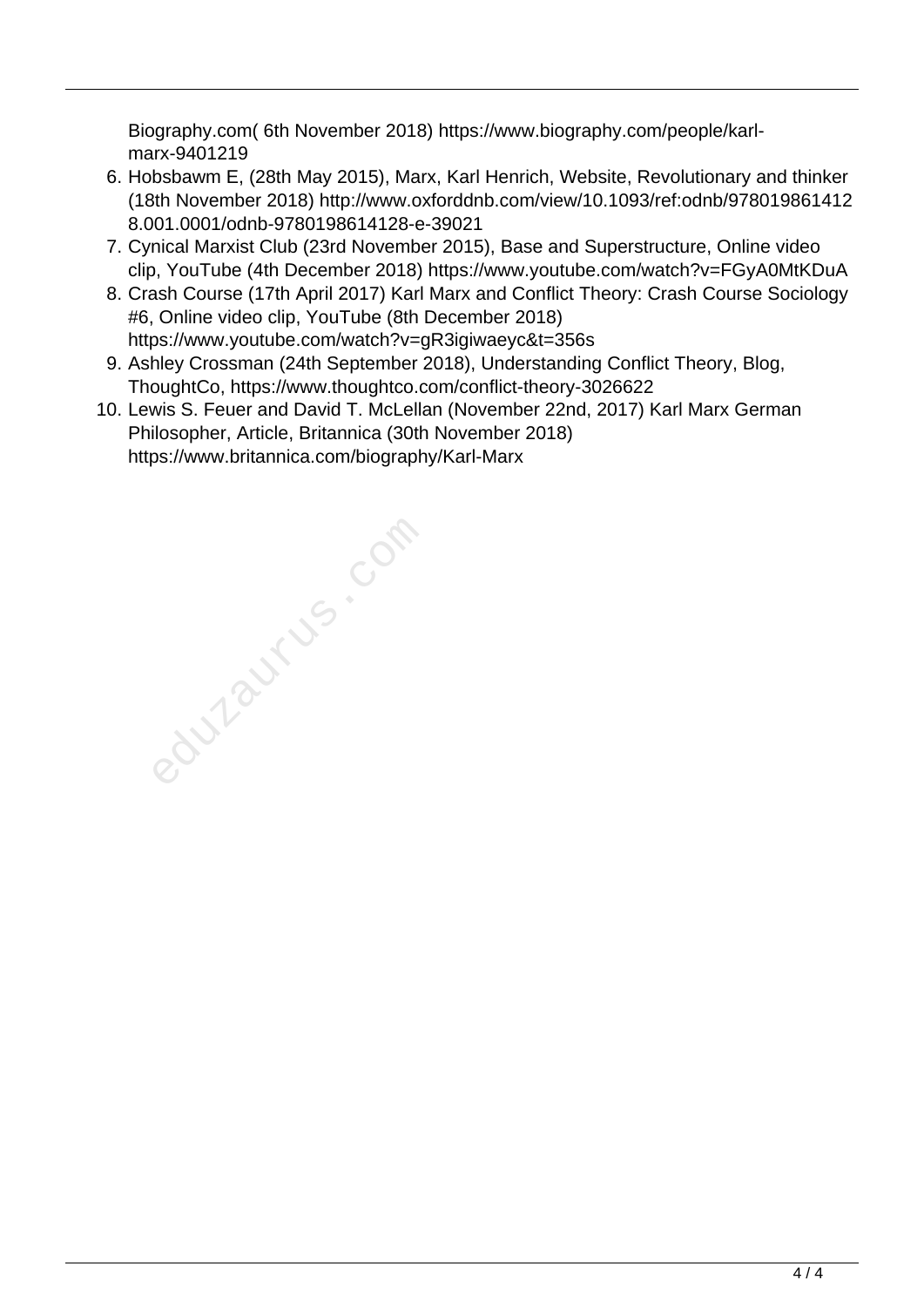Biography.com( 6th November 2018) https://www.biography.com/people/karl-marx-9401219

6. Hobsbawm E, (28th May 2015), Marx, Karl Henrich, Website, Revolutionary and thinker (18th November 2018) http://www.oxforddnb.com/view/10.1093/ref:odnb/9780198614128.001.0001/odnb-9780198614128-e-39021
7. Cynical Marxist Club (23rd November 2015), Base and Superstructure, Online video clip, YouTube (4th December 2018) https://www.youtube.com/watch?v=FGyA0MtKDuA
8. Crash Course (17th April 2017) Karl Marx and Conflict Theory: Crash Course Sociology #6, Online video clip, YouTube (8th December 2018) https://www.youtube.com/watch?v=gR3igiwaeyc&t=356s
9. Ashley Crossman (24th September 2018), Understanding Conflict Theory, Blog, ThoughtCo, https://www.thoughtco.com/conflict-theory-3026622
10. Lewis S. Feuer and David T. McLellan (November 22nd, 2017) Karl Marx German Philosopher, Article, Britannica (30th November 2018) https://www.britannica.com/biography/Karl-Marx